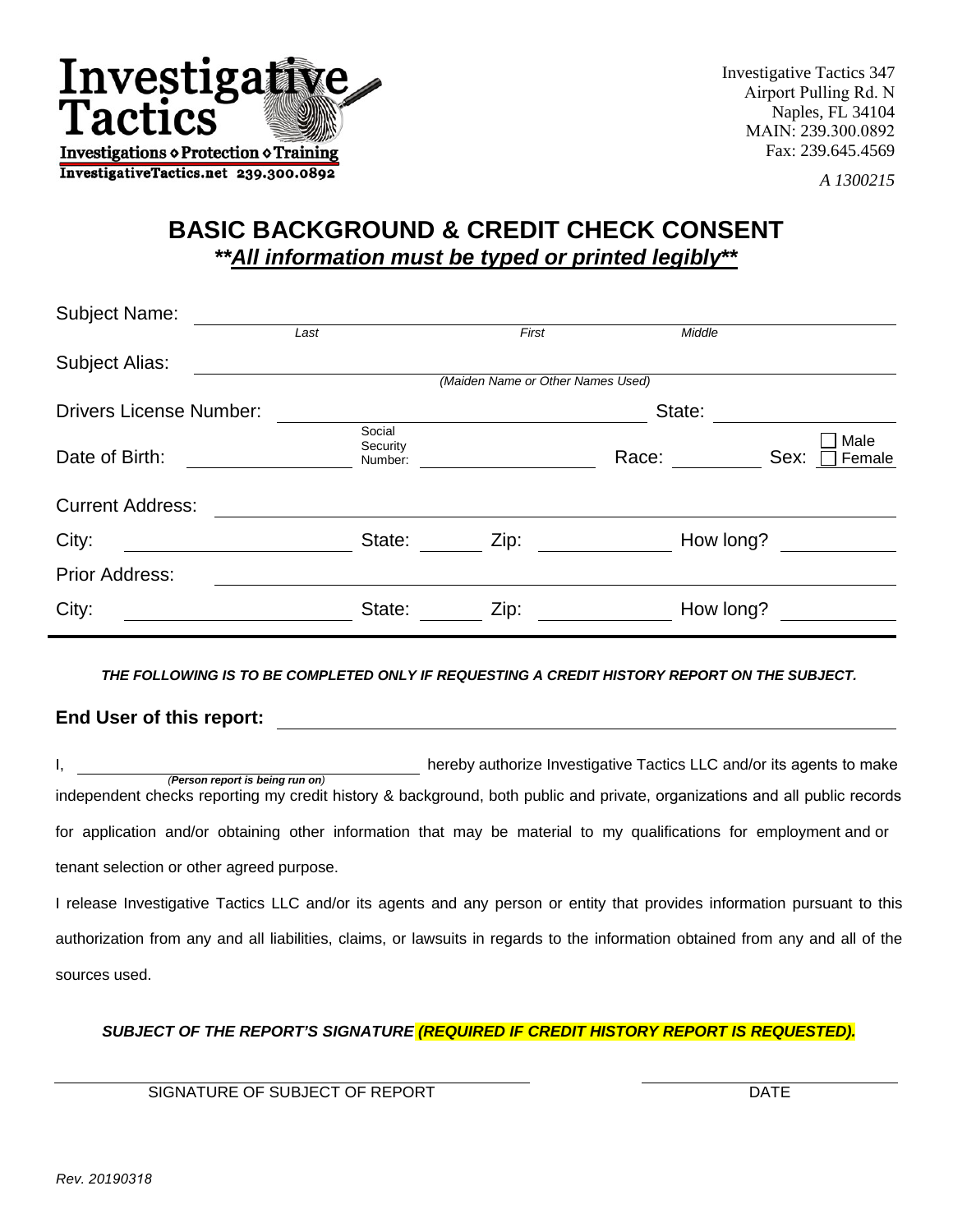Investigative Tactics
Investigations ◇ Protection ◇ Training
InvestigativeTactics.net 239.300.0892

Investigative Tactics 347
Airport Pulling Rd. N
Naples, FL 34104
MAIN: 239.300.0892
Fax: 239.645.4569

*A 1300215*

# BASIC BACKGROUND & CREDIT CHECK CONSENT

***\*\*All information must be typed or printed legibly\*\****

Subject Name: ______________________________________________
*Last* *First* *Middle*

Subject Alias: ______________________________________________
*(Maiden Name or Other Names Used)*

Drivers License Number: ______________________ State: __________

Date of Birth: ____________ Social Security Number: ____________ Race: ________ Sex: ☐ Male ☐ Female

Current Address: ______________________________________________

City: ______________ State: ______ Zip: __________ How long? ________

Prior Address: ______________________________________________

City: ______________ State: ______ Zip: __________ How long? ________

---

***THE FOLLOWING IS TO BE COMPLETED ONLY IF REQUESTING A CREDIT HISTORY REPORT ON THE SUBJECT.***

**End User of this report:** ______________________________________________

I, ______________________________ hereby authorize Investigative Tactics LLC and/or its agents to make
*(**Person report is being run on**)*
independent checks reporting my credit history & background, both public and private, organizations and all public records for application and/or obtaining other information that may be material to my qualifications for employment and or tenant selection or other agreed purpose.

I release Investigative Tactics LLC and/or its agents and any person or entity that provides information pursuant to this authorization from any and all liabilities, claims, or lawsuits in regards to the information obtained from any and all of the sources used.

***SUBJECT OF THE REPORT'S SIGNATURE (REQUIRED IF CREDIT HISTORY REPORT IS REQUESTED).***

______________________________________ ____________________
SIGNATURE OF SUBJECT OF REPORT DATE

*Rev. 20190318*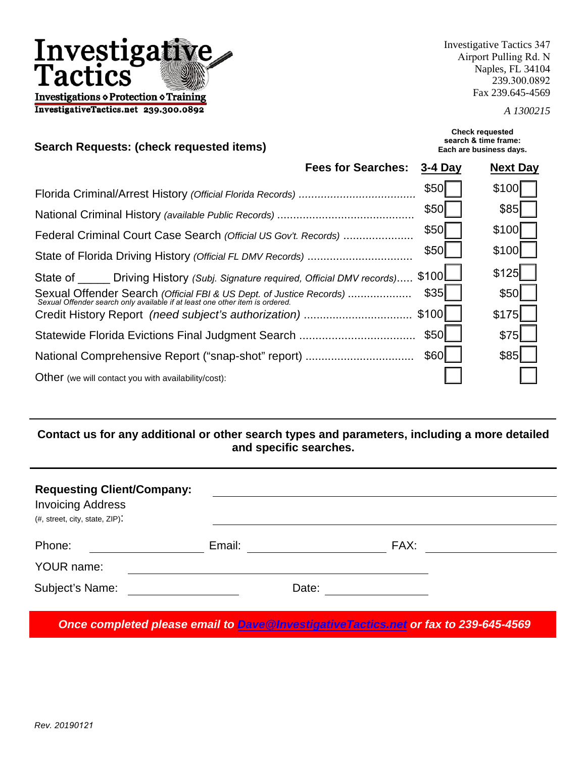Investigative Tactics

Investigations ◇ Protection ◇ Training

InvestigativeTactics.net 239.300.0892

Investigative Tactics 347 Airport Pulling Rd. N
Naples, FL 34104
239.300.0892
Fax 239.645-4569

*A 1300215*

## Search Requests: (check requested items)

**Check requested search & time frame: Each are business days.**

| Fees for Searches: | 3-4 Day | Next Day |
|---|---|---|
| Florida Criminal/Arrest History *(Official Florida Records)* | $50 ☐ | $100 ☐ |
| National Criminal History *(available Public Records)* | $50 ☐ | $85 ☐ |
| Federal Criminal Court Case Search *(Official US Gov't. Records)* | $50 ☐ | $100 ☐ |
| State of Florida Driving History *(Official FL DMV Records)* | $50 ☐ | $100 ☐ |
| State of _____ Driving History *(Subj. Signature required, Official DMV records)* | $100 ☐ | $125 ☐ |
| Sexual Offender Search *(Official FBI & US Dept. of Justice Records)* *Sexual Offender search only available if at least one other item is ordered.* | $35 ☐ | $50 ☐ |
| Credit History Report *(need subject's authorization)* | $100 ☐ | $175 ☐ |
| Statewide Florida Evictions Final Judgment Search | $50 ☐ | $75 ☐ |
| National Comprehensive Report ("snap-shot" report) | $60 ☐ | $85 ☐ |
| Other (we will contact you with availability/cost): | ☐ | ☐ |

---

**Contact us for any additional or other search types and parameters, including a more detailed and specific searches.**

---

**Requesting Client/Company:** ____________________

Invoicing Address
(#, street, city, state, ZIP): ____________________

Phone: ____________ Email: ____________ FAX: ____________

YOUR name: ____________________

Subject's Name: ____________ Date: ____________

***Once completed please email to Dave@InvestigativeTactics.net or fax to 239-645-4569***

*Rev. 20190121*